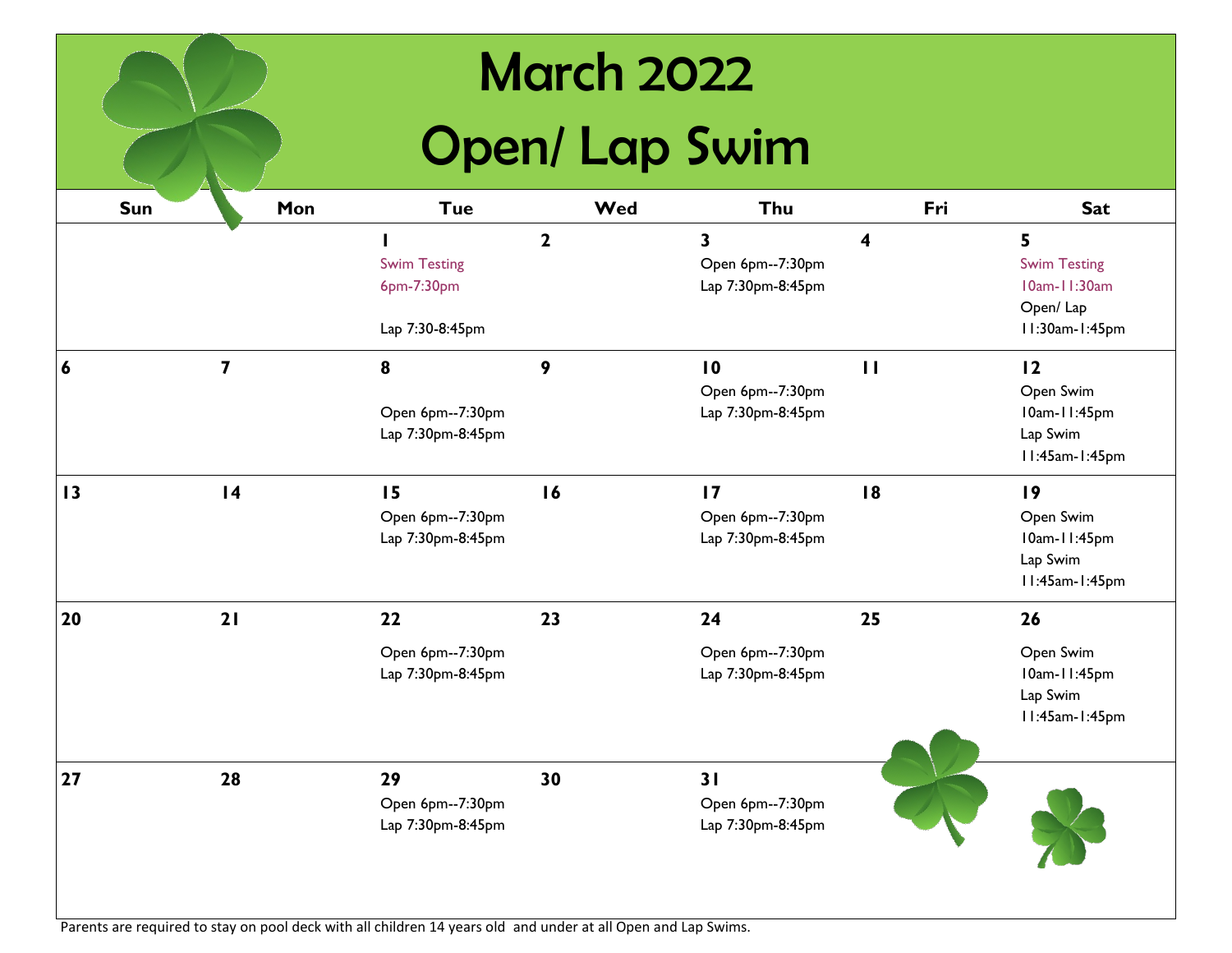# March 2022

# Open/ Lap Swim

| Sun | Mon | Tue | Wed | Thu | Fri | Sat |
|---|---|---|---|---|---|---|
| | | **1**<br>Swim Testing<br>6pm-7:30pm<br><br>Lap 7:30-8:45pm | **2** | **3**<br>Open 6pm--7:30pm<br>Lap 7:30pm-8:45pm | **4** | **5**<br>Swim Testing<br>10am-11:30am<br>Open/ Lap<br>11:30am-1:45pm |
| **6** | **7** | **8**<br><br>Open 6pm--7:30pm<br>Lap 7:30pm-8:45pm | **9** | **10**<br>Open 6pm--7:30pm<br>Lap 7:30pm-8:45pm | **11** | **12**<br>Open Swim<br>10am-11:45pm<br>Lap Swim<br>11:45am-1:45pm |
| **13** | **14** | **15**<br>Open 6pm--7:30pm<br>Lap 7:30pm-8:45pm | **16** | **17**<br>Open 6pm--7:30pm<br>Lap 7:30pm-8:45pm | **18** | **19**<br>Open Swim<br>10am-11:45pm<br>Lap Swim<br>11:45am-1:45pm |
| **20** | **21** | **22**<br>Open 6pm--7:30pm<br>Lap 7:30pm-8:45pm | **23** | **24**<br>Open 6pm--7:30pm<br>Lap 7:30pm-8:45pm | **25** | **26**<br>Open Swim<br>10am-11:45pm<br>Lap Swim<br>11:45am-1:45pm |
| **27** | **28** | **29**<br>Open 6pm--7:30pm<br>Lap 7:30pm-8:45pm | **30** | **31**<br>Open 6pm--7:30pm<br>Lap 7:30pm-8:45pm | | |

Parents are required to stay on pool deck with all children 14 years old and under at all Open and Lap Swims.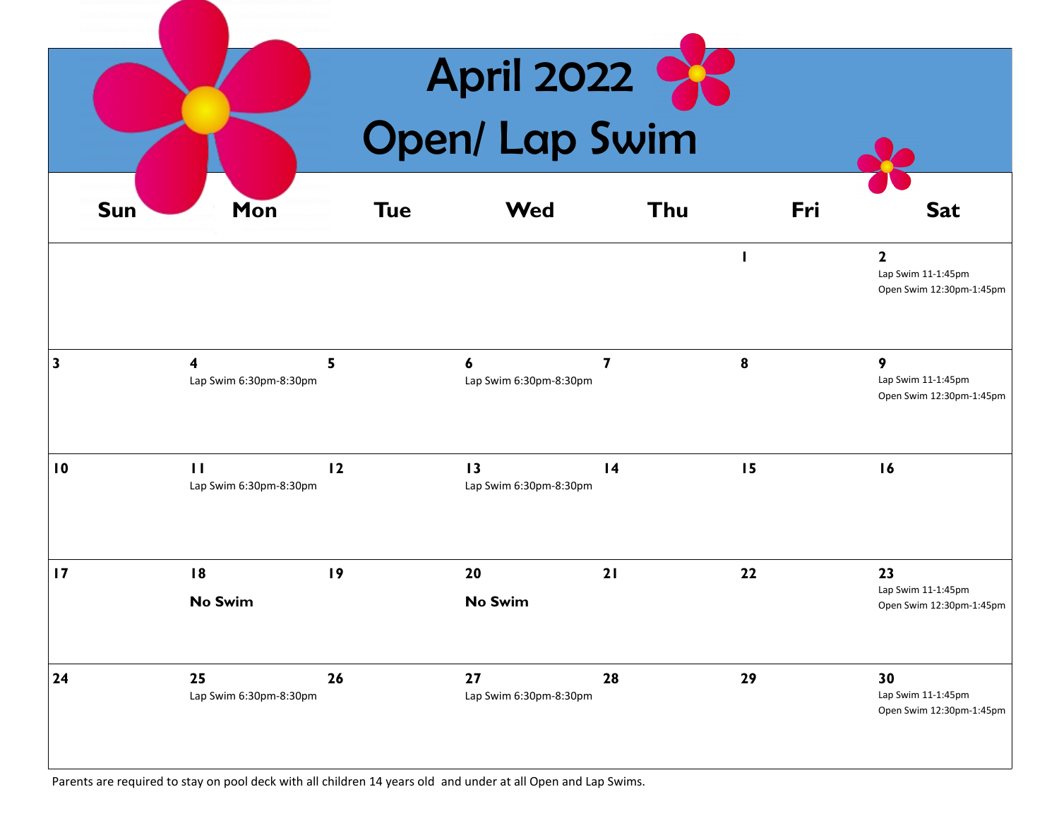# April 2022

# Open/ Lap Swim

| Sun | Mon | Tue | Wed | Thu | Fri | Sat |
|---|---|---|---|---|---|---|
| | | | | | 1 | 2<br>Lap Swim 11-1:45pm<br>Open Swim 12:30pm-1:45pm |
| 3 | 4<br>Lap Swim 6:30pm-8:30pm | 5 | 6<br>Lap Swim 6:30pm-8:30pm | 7 | 8 | 9<br>Lap Swim 11-1:45pm<br>Open Swim 12:30pm-1:45pm |
| 10 | 11<br>Lap Swim 6:30pm-8:30pm | 12 | 13<br>Lap Swim 6:30pm-8:30pm | 14 | 15 | 16 |
| 17 | 18<br>**No Swim** | 19 | 20<br>**No Swim** | 21 | 22 | 23<br>Lap Swim 11-1:45pm<br>Open Swim 12:30pm-1:45pm |
| 24 | 25<br>Lap Swim 6:30pm-8:30pm | 26 | 27<br>Lap Swim 6:30pm-8:30pm | 28 | 29 | 30<br>Lap Swim 11-1:45pm<br>Open Swim 12:30pm-1:45pm |

Parents are required to stay on pool deck with all children 14 years old and under at all Open and Lap Swims.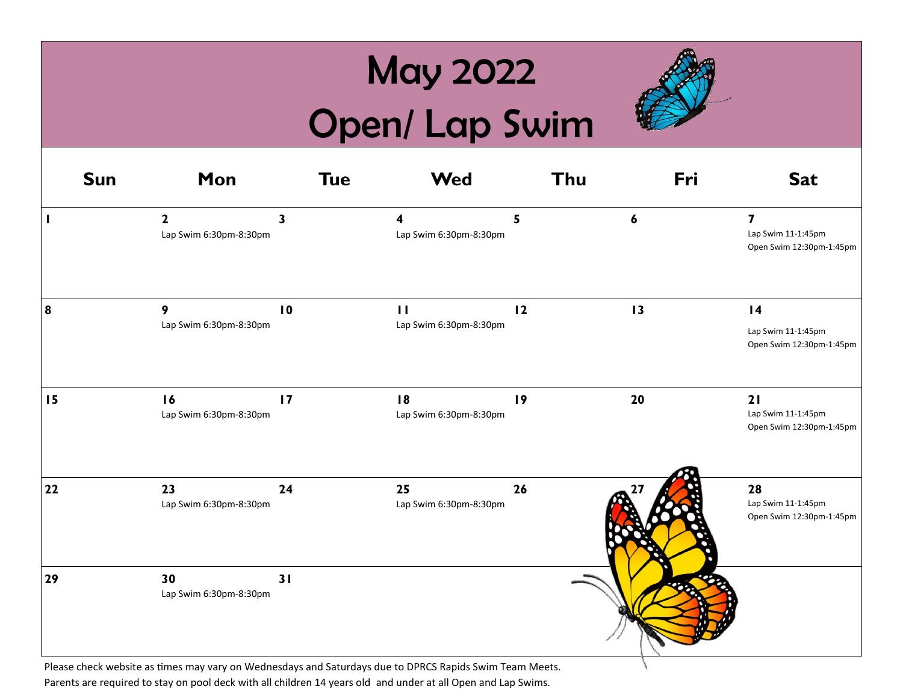# May 2022
# Open/ Lap Swim

| Sun | Mon | Tue | Wed | Thu | Fri | Sat |
|---|---|---|---|---|---|---|
| **1** | **2** Lap Swim 6:30pm-8:30pm | **3** | **4** Lap Swim 6:30pm-8:30pm | **5** | **6** | **7** Lap Swim 11-1:45pm Open Swim 12:30pm-1:45pm |
| **8** | **9** Lap Swim 6:30pm-8:30pm | **10** | **11** Lap Swim 6:30pm-8:30pm | **12** | **13** | **14** Lap Swim 11-1:45pm Open Swim 12:30pm-1:45pm |
| **15** | **16** Lap Swim 6:30pm-8:30pm | **17** | **18** Lap Swim 6:30pm-8:30pm | **19** | **20** | **21** Lap Swim 11-1:45pm Open Swim 12:30pm-1:45pm |
| **22** | **23** Lap Swim 6:30pm-8:30pm | **24** | **25** Lap Swim 6:30pm-8:30pm | **26** | **27** | **28** Lap Swim 11-1:45pm Open Swim 12:30pm-1:45pm |
| **29** | **30** Lap Swim 6:30pm-8:30pm | **31** | | | | |

Please check website as times may vary on Wednesdays and Saturdays due to DPRCS Rapids Swim Team Meets.
Parents are required to stay on pool deck with all children 14 years old and under at all Open and Lap Swims.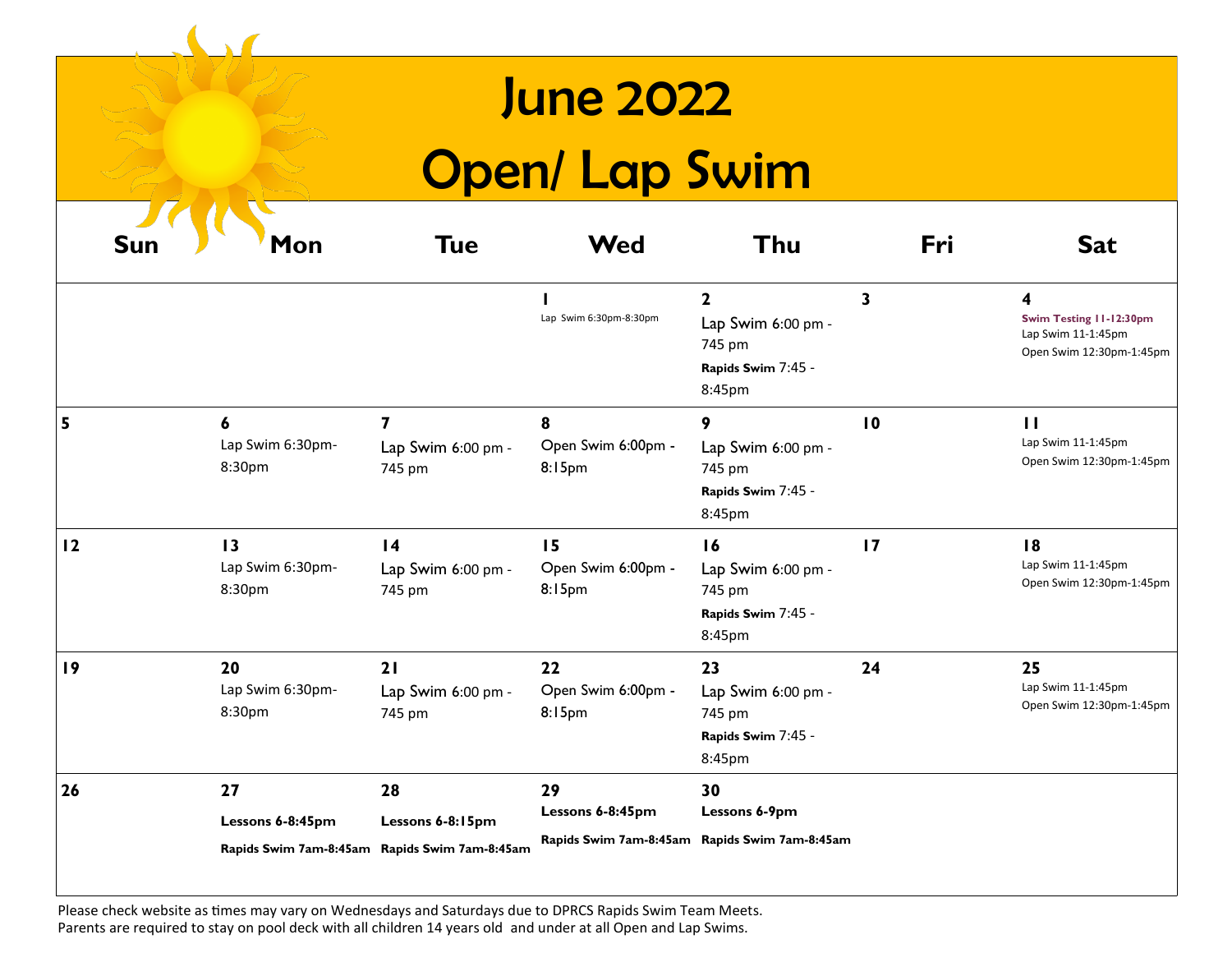# June 2022

# Open/ Lap Swim

| Sun | Mon | Tue | Wed | Thu | Fri | Sat |
|---|---|---|---|---|---|---|
| | | | **1** Lap Swim 6:30pm-8:30pm | **2** Lap Swim 6:00 pm - 745 pm **Rapids Swim** 7:45 - 8:45pm | **3** | **4** **Swim Testing 11-12:30pm** Lap Swim 11-1:45pm Open Swim 12:30pm-1:45pm |
| **5** | **6** Lap Swim 6:30pm-8:30pm | **7** Lap Swim 6:00 pm - 745 pm | **8** Open Swim 6:00pm - 8:15pm | **9** Lap Swim 6:00 pm - 745 pm **Rapids Swim** 7:45 - 8:45pm | **10** | **11** Lap Swim 11-1:45pm Open Swim 12:30pm-1:45pm |
| **12** | **13** Lap Swim 6:30pm-8:30pm | **14** Lap Swim 6:00 pm - 745 pm | **15** Open Swim 6:00pm - 8:15pm | **16** Lap Swim 6:00 pm - 745 pm **Rapids Swim** 7:45 - 8:45pm | **17** | **18** Lap Swim 11-1:45pm Open Swim 12:30pm-1:45pm |
| **19** | **20** Lap Swim 6:30pm-8:30pm | **21** Lap Swim 6:00 pm - 745 pm | **22** Open Swim 6:00pm - 8:15pm | **23** Lap Swim 6:00 pm - 745 pm **Rapids Swim** 7:45 - 8:45pm | **24** | **25** Lap Swim 11-1:45pm Open Swim 12:30pm-1:45pm |
| **26** | **27** **Lessons 6-8:45pm** **Rapids Swim 7am-8:45am** | **28** **Lessons 6-8:15pm** **Rapids Swim 7am-8:45am** | **29** **Lessons 6-8:45pm** **Rapids Swim 7am-8:45am** | **30** **Lessons 6-9pm** **Rapids Swim 7am-8:45am** | | |

Please check website as times may vary on Wednesdays and Saturdays due to DPRCS Rapids Swim Team Meets.
Parents are required to stay on pool deck with all children 14 years old and under at all Open and Lap Swims.